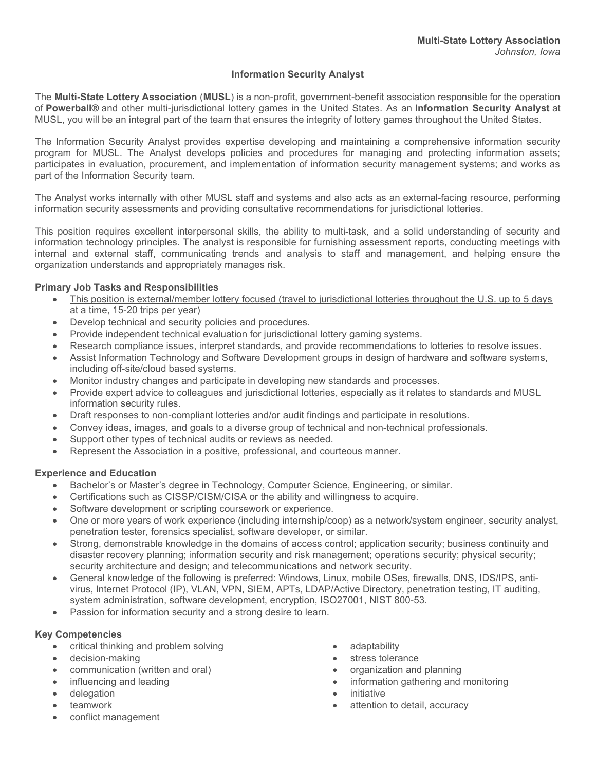**Multi-State Lottery Association**
*Johnston, Iowa*

# Information Security Analyst

The **Multi-State Lottery Association** (**MUSL**) is a non-profit, government-benefit association responsible for the operation of **Powerball®** and other multi-jurisdictional lottery games in the United States. As an **Information Security Analyst** at MUSL, you will be an integral part of the team that ensures the integrity of lottery games throughout the United States.

The Information Security Analyst provides expertise developing and maintaining a comprehensive information security program for MUSL. The Analyst develops policies and procedures for managing and protecting information assets; participates in evaluation, procurement, and implementation of information security management systems; and works as part of the Information Security team.

The Analyst works internally with other MUSL staff and systems and also acts as an external-facing resource, performing information security assessments and providing consultative recommendations for jurisdictional lotteries.

This position requires excellent interpersonal skills, the ability to multi-task, and a solid understanding of security and information technology principles. The analyst is responsible for furnishing assessment reports, conducting meetings with internal and external staff, communicating trends and analysis to staff and management, and helping ensure the organization understands and appropriately manages risk.

## Primary Job Tasks and Responsibilities

- <u>This position is external/member lottery focused (travel to jurisdictional lotteries throughout the U.S. up to 5 days at a time, 15-20 trips per year)</u>
- Develop technical and security policies and procedures.
- Provide independent technical evaluation for jurisdictional lottery gaming systems.
- Research compliance issues, interpret standards, and provide recommendations to lotteries to resolve issues.
- Assist Information Technology and Software Development groups in design of hardware and software systems, including off-site/cloud based systems.
- Monitor industry changes and participate in developing new standards and processes.
- Provide expert advice to colleagues and jurisdictional lotteries, especially as it relates to standards and MUSL information security rules.
- Draft responses to non-compliant lotteries and/or audit findings and participate in resolutions.
- Convey ideas, images, and goals to a diverse group of technical and non-technical professionals.
- Support other types of technical audits or reviews as needed.
- Represent the Association in a positive, professional, and courteous manner.

## Experience and Education

- Bachelor's or Master's degree in Technology, Computer Science, Engineering, or similar.
- Certifications such as CISSP/CISM/CISA or the ability and willingness to acquire.
- Software development or scripting coursework or experience.
- One or more years of work experience (including internship/coop) as a network/system engineer, security analyst, penetration tester, forensics specialist, software developer, or similar.
- Strong, demonstrable knowledge in the domains of access control; application security; business continuity and disaster recovery planning; information security and risk management; operations security; physical security; security architecture and design; and telecommunications and network security.
- General knowledge of the following is preferred: Windows, Linux, mobile OSes, firewalls, DNS, IDS/IPS, anti-virus, Internet Protocol (IP), VLAN, VPN, SIEM, APTs, LDAP/Active Directory, penetration testing, IT auditing, system administration, software development, encryption, ISO27001, NIST 800-53.
- Passion for information security and a strong desire to learn.

## Key Competencies

- critical thinking and problem solving
- decision-making
- communication (written and oral)
- influencing and leading
- delegation
- teamwork
- conflict management
- adaptability
- stress tolerance
- organization and planning
- information gathering and monitoring
- initiative
- attention to detail, accuracy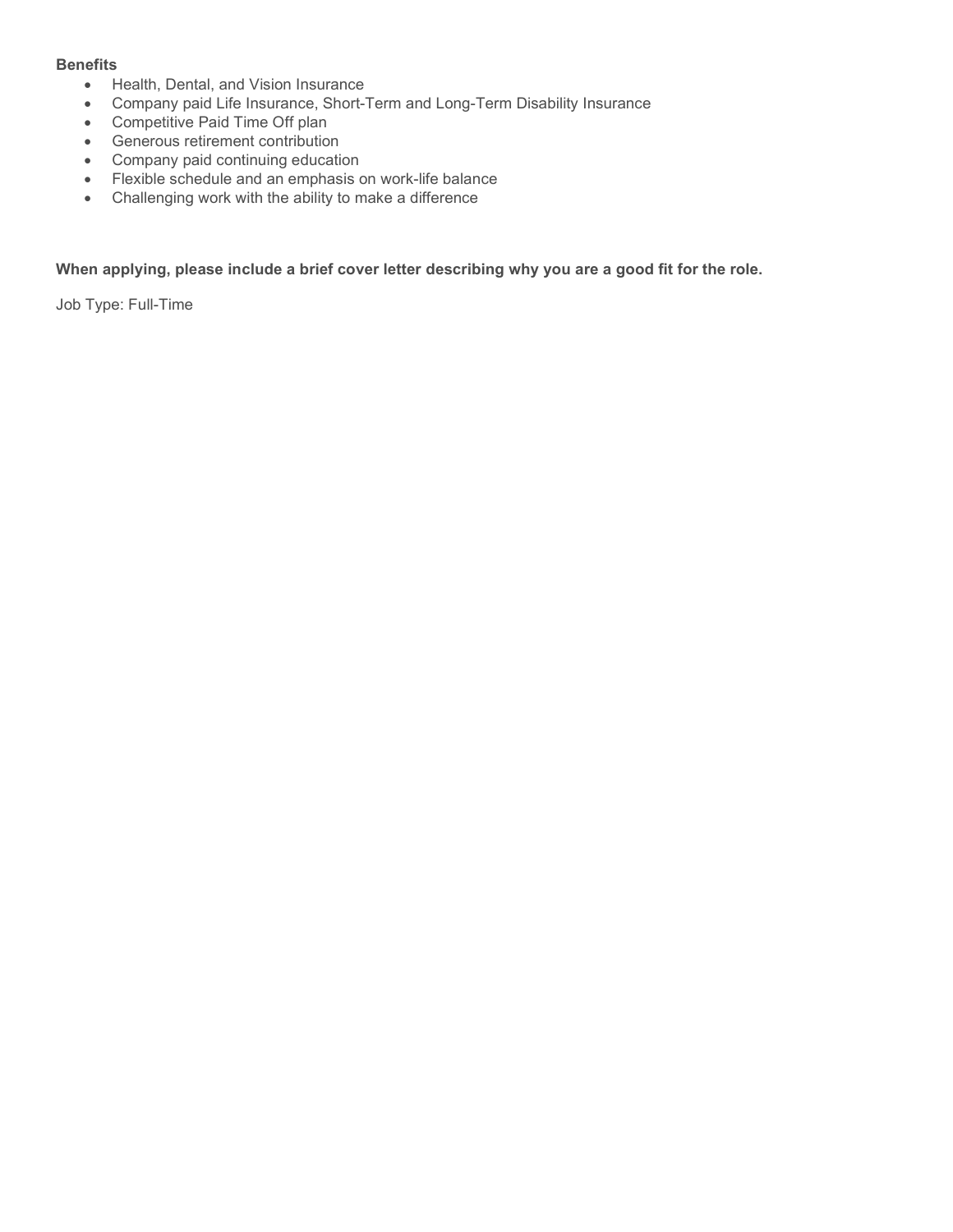**Benefits**

- Health, Dental, and Vision Insurance
- Company paid Life Insurance, Short-Term and Long-Term Disability Insurance
- Competitive Paid Time Off plan
- Generous retirement contribution
- Company paid continuing education
- Flexible schedule and an emphasis on work-life balance
- Challenging work with the ability to make a difference

**When applying, please include a brief cover letter describing why you are a good fit for the role.**

Job Type: Full-Time